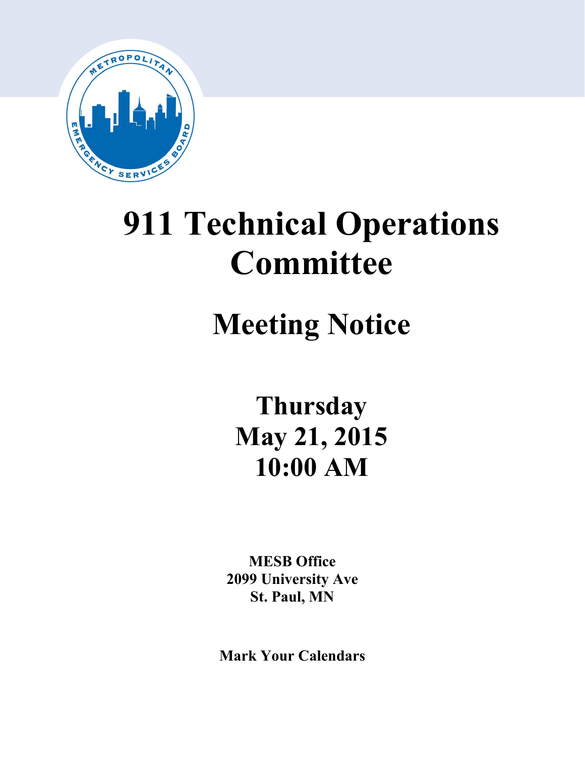# 911 Technical Operations Committee

## Meeting Notice

**Thursday**
**May 21, 2015**
**10:00 AM**

**MESB Office**
**2099 University Ave**
**St. Paul, MN**

**Mark Your Calendars**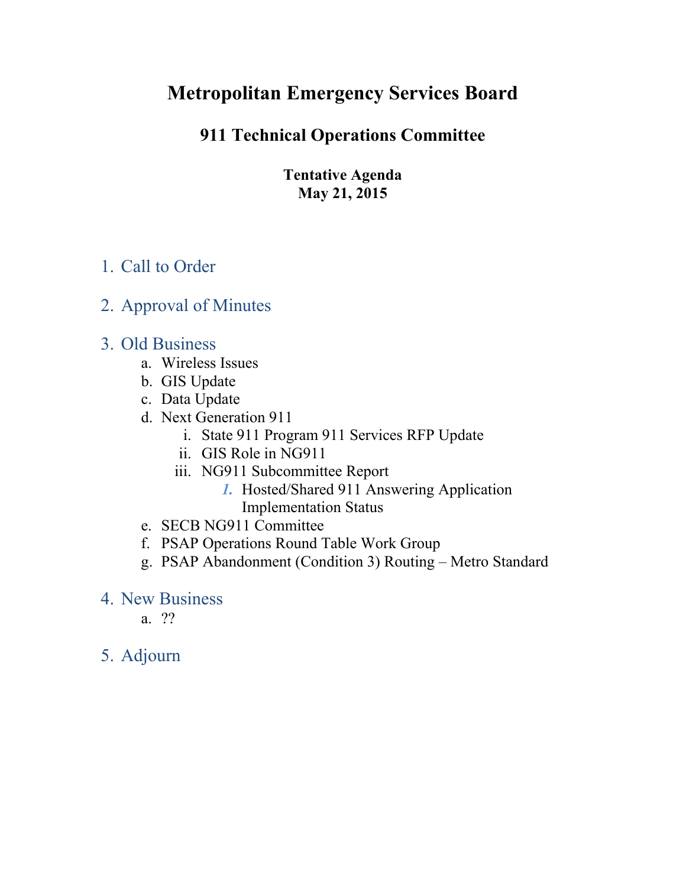# Metropolitan Emergency Services Board

## 911 Technical Operations Committee

**Tentative Agenda**
**May 21, 2015**

1. Call to Order

2. Approval of Minutes

3. Old Business
   a. Wireless Issues
   b. GIS Update
   c. Data Update
   d. Next Generation 911
      i. State 911 Program 911 Services RFP Update
      ii. GIS Role in NG911
      iii. NG911 Subcommittee Report
         1. Hosted/Shared 911 Answering Application Implementation Status
   e. SECB NG911 Committee
   f. PSAP Operations Round Table Work Group
   g. PSAP Abandonment (Condition 3) Routing – Metro Standard

4. New Business
   a. ??

5. Adjourn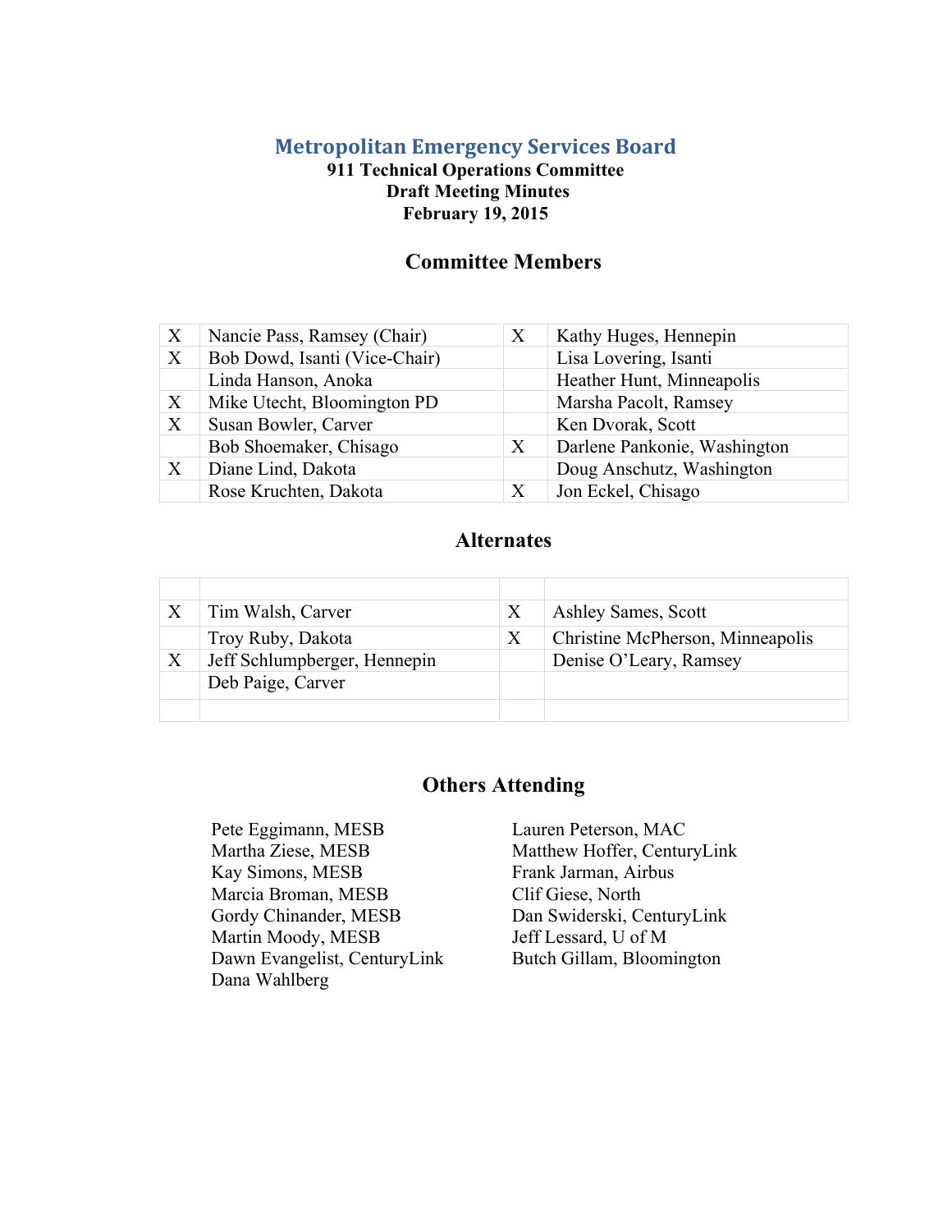# Metropolitan Emergency Services Board

**911 Technical Operations Committee**
**Draft Meeting Minutes**
**February 19, 2015**

## Committee Members

| | | | |
|---|---|---|---|
| X | Nancie Pass, Ramsey (Chair) | X | Kathy Huges, Hennepin |
| X | Bob Dowd, Isanti (Vice-Chair) | | Lisa Lovering, Isanti |
| | Linda Hanson, Anoka | | Heather Hunt, Minneapolis |
| X | Mike Utecht, Bloomington PD | | Marsha Pacolt, Ramsey |
| X | Susan Bowler, Carver | | Ken Dvorak, Scott |
| | Bob Shoemaker, Chisago | X | Darlene Pankonie, Washington |
| X | Diane Lind, Dakota | | Doug Anschutz, Washington |
| | Rose Kruchten, Dakota | X | Jon Eckel, Chisago |

## Alternates

| | | | |
|---|---|---|---|
| | | | |
| X | Tim Walsh, Carver | X | Ashley Sames, Scott |
| | Troy Ruby, Dakota | X | Christine McPherson, Minneapolis |
| X | Jeff Schlumpberger, Hennepin | | Denise O'Leary, Ramsey |
| | Deb Paige, Carver | | |
| | | | |

## Others Attending

Pete Eggimann, MESB
Martha Ziese, MESB
Kay Simons, MESB
Marcia Broman, MESB
Gordy Chinander, MESB
Martin Moody, MESB
Dawn Evangelist, CenturyLink
Dana Wahlberg
Lauren Peterson, MAC
Matthew Hoffer, CenturyLink
Frank Jarman, Airbus
Clif Giese, North
Dan Swiderski, CenturyLink
Jeff Lessard, U of M
Butch Gillam, Bloomington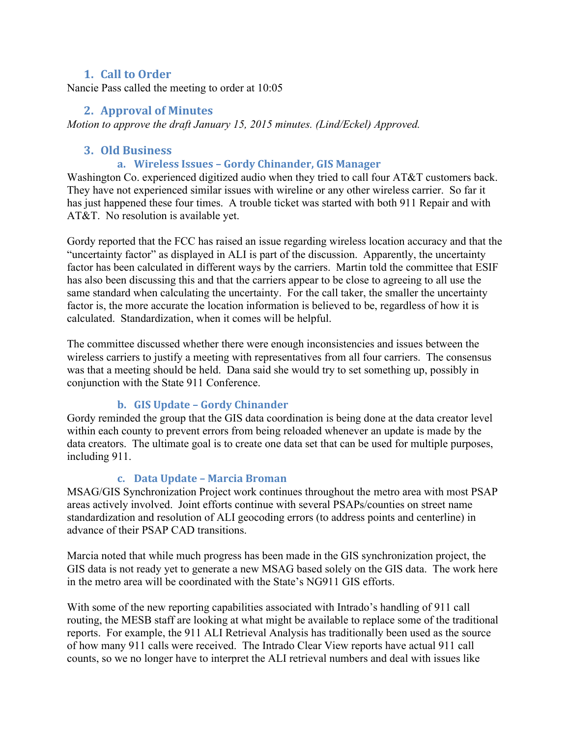## 1. Call to Order

Nancie Pass called the meeting to order at 10:05

## 2. Approval of Minutes

*Motion to approve the draft January 15, 2015 minutes. (Lind/Eckel) Approved.*

## 3. Old Business

### a. Wireless Issues – Gordy Chinander, GIS Manager

Washington Co. experienced digitized audio when they tried to call four AT&T customers back. They have not experienced similar issues with wireline or any other wireless carrier. So far it has just happened these four times. A trouble ticket was started with both 911 Repair and with AT&T. No resolution is available yet.

Gordy reported that the FCC has raised an issue regarding wireless location accuracy and that the "uncertainty factor" as displayed in ALI is part of the discussion. Apparently, the uncertainty factor has been calculated in different ways by the carriers. Martin told the committee that ESIF has also been discussing this and that the carriers appear to be close to agreeing to all use the same standard when calculating the uncertainty. For the call taker, the smaller the uncertainty factor is, the more accurate the location information is believed to be, regardless of how it is calculated. Standardization, when it comes will be helpful.

The committee discussed whether there were enough inconsistencies and issues between the wireless carriers to justify a meeting with representatives from all four carriers. The consensus was that a meeting should be held. Dana said she would try to set something up, possibly in conjunction with the State 911 Conference.

### b. GIS Update – Gordy Chinander

Gordy reminded the group that the GIS data coordination is being done at the data creator level within each county to prevent errors from being reloaded whenever an update is made by the data creators. The ultimate goal is to create one data set that can be used for multiple purposes, including 911.

### c. Data Update – Marcia Broman

MSAG/GIS Synchronization Project work continues throughout the metro area with most PSAP areas actively involved. Joint efforts continue with several PSAPs/counties on street name standardization and resolution of ALI geocoding errors (to address points and centerline) in advance of their PSAP CAD transitions.

Marcia noted that while much progress has been made in the GIS synchronization project, the GIS data is not ready yet to generate a new MSAG based solely on the GIS data. The work here in the metro area will be coordinated with the State's NG911 GIS efforts.

With some of the new reporting capabilities associated with Intrado's handling of 911 call routing, the MESB staff are looking at what might be available to replace some of the traditional reports. For example, the 911 ALI Retrieval Analysis has traditionally been used as the source of how many 911 calls were received. The Intrado Clear View reports have actual 911 call counts, so we no longer have to interpret the ALI retrieval numbers and deal with issues like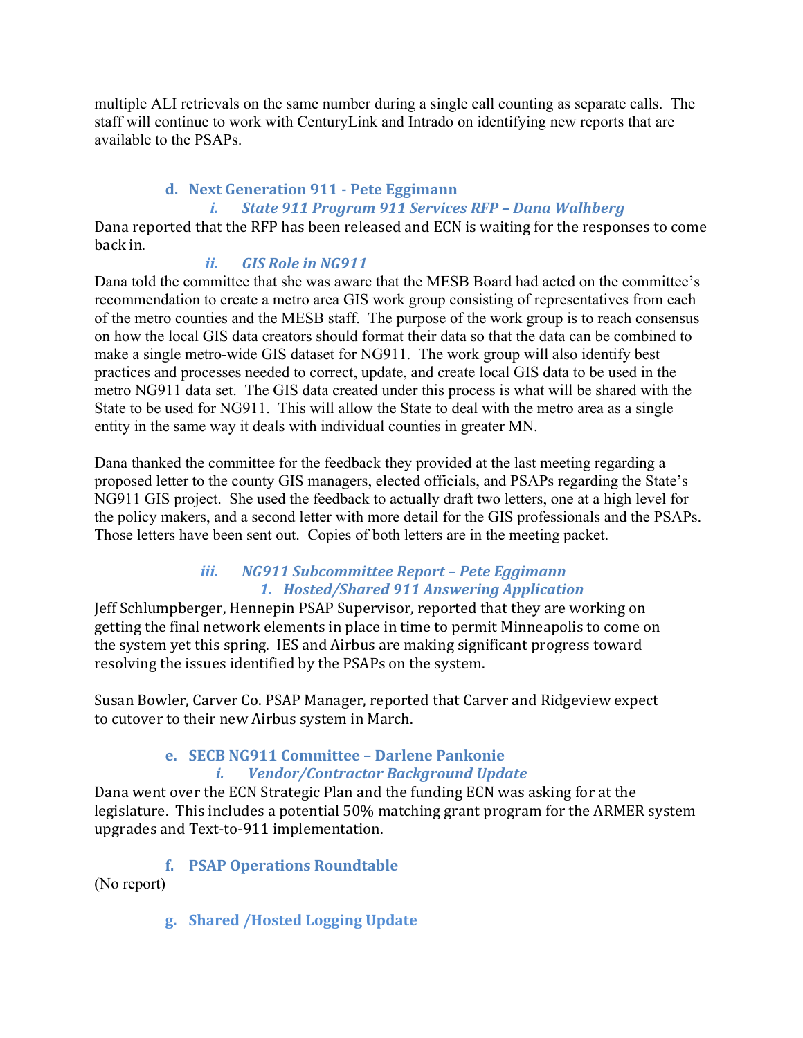multiple ALI retrievals on the same number during a single call counting as separate calls. The staff will continue to work with CenturyLink and Intrado on identifying new reports that are available to the PSAPs.

### d. Next Generation 911 - Pete Eggimann

#### *i. State 911 Program 911 Services RFP – Dana Walhberg*

Dana reported that the RFP has been released and ECN is waiting for the responses to come back in.

#### *ii. GIS Role in NG911*

Dana told the committee that she was aware that the MESB Board had acted on the committee's recommendation to create a metro area GIS work group consisting of representatives from each of the metro counties and the MESB staff. The purpose of the work group is to reach consensus on how the local GIS data creators should format their data so that the data can be combined to make a single metro-wide GIS dataset for NG911. The work group will also identify best practices and processes needed to correct, update, and create local GIS data to be used in the metro NG911 data set. The GIS data created under this process is what will be shared with the State to be used for NG911. This will allow the State to deal with the metro area as a single entity in the same way it deals with individual counties in greater MN.

Dana thanked the committee for the feedback they provided at the last meeting regarding a proposed letter to the county GIS managers, elected officials, and PSAPs regarding the State's NG911 GIS project. She used the feedback to actually draft two letters, one at a high level for the policy makers, and a second letter with more detail for the GIS professionals and the PSAPs. Those letters have been sent out. Copies of both letters are in the meeting packet.

#### *iii. NG911 Subcommittee Report – Pete Eggimann*

##### *1. Hosted/Shared 911 Answering Application*

Jeff Schlumpberger, Hennepin PSAP Supervisor, reported that they are working on getting the final network elements in place in time to permit Minneapolis to come on the system yet this spring. IES and Airbus are making significant progress toward resolving the issues identified by the PSAPs on the system.

Susan Bowler, Carver Co. PSAP Manager, reported that Carver and Ridgeview expect to cutover to their new Airbus system in March.

### e. SECB NG911 Committee – Darlene Pankonie

#### *i. Vendor/Contractor Background Update*

Dana went over the ECN Strategic Plan and the funding ECN was asking for at the legislature. This includes a potential 50% matching grant program for the ARMER system upgrades and Text-to-911 implementation.

### f. PSAP Operations Roundtable

(No report)

### g. Shared /Hosted Logging Update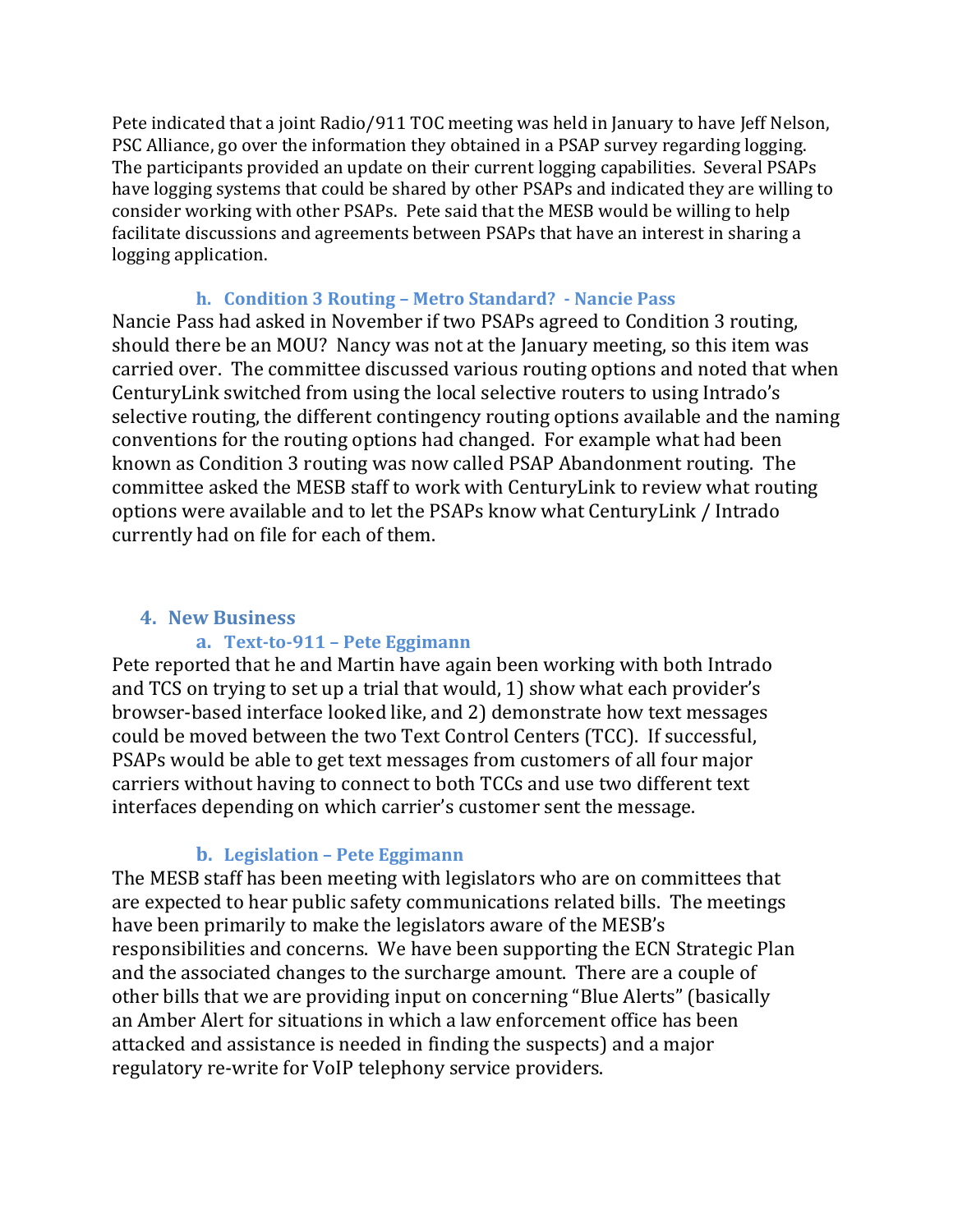Pete indicated that a joint Radio/911 TOC meeting was held in January to have Jeff Nelson, PSC Alliance, go over the information they obtained in a PSAP survey regarding logging. The participants provided an update on their current logging capabilities. Several PSAPs have logging systems that could be shared by other PSAPs and indicated they are willing to consider working with other PSAPs. Pete said that the MESB would be willing to help facilitate discussions and agreements between PSAPs that have an interest in sharing a logging application.

### h. Condition 3 Routing – Metro Standard? - Nancie Pass

Nancie Pass had asked in November if two PSAPs agreed to Condition 3 routing, should there be an MOU? Nancy was not at the January meeting, so this item was carried over. The committee discussed various routing options and noted that when CenturyLink switched from using the local selective routers to using Intrado's selective routing, the different contingency routing options available and the naming conventions for the routing options had changed. For example what had been known as Condition 3 routing was now called PSAP Abandonment routing. The committee asked the MESB staff to work with CenturyLink to review what routing options were available and to let the PSAPs know what CenturyLink / Intrado currently had on file for each of them.

## 4. New Business

### a. Text-to-911 – Pete Eggimann

Pete reported that he and Martin have again been working with both Intrado and TCS on trying to set up a trial that would, 1) show what each provider's browser-based interface looked like, and 2) demonstrate how text messages could be moved between the two Text Control Centers (TCC). If successful, PSAPs would be able to get text messages from customers of all four major carriers without having to connect to both TCCs and use two different text interfaces depending on which carrier's customer sent the message.

### b. Legislation – Pete Eggimann

The MESB staff has been meeting with legislators who are on committees that are expected to hear public safety communications related bills. The meetings have been primarily to make the legislators aware of the MESB's responsibilities and concerns. We have been supporting the ECN Strategic Plan and the associated changes to the surcharge amount. There are a couple of other bills that we are providing input on concerning "Blue Alerts" (basically an Amber Alert for situations in which a law enforcement office has been attacked and assistance is needed in finding the suspects) and a major regulatory re-write for VoIP telephony service providers.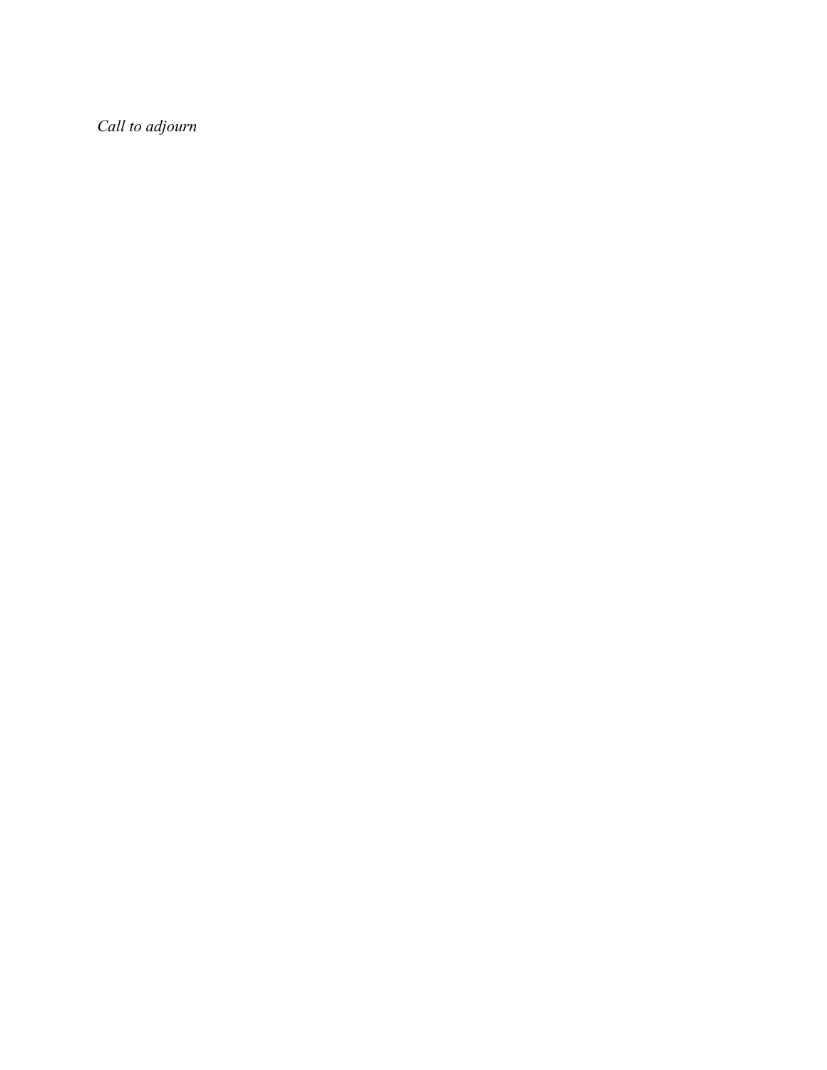*Call to adjourn*